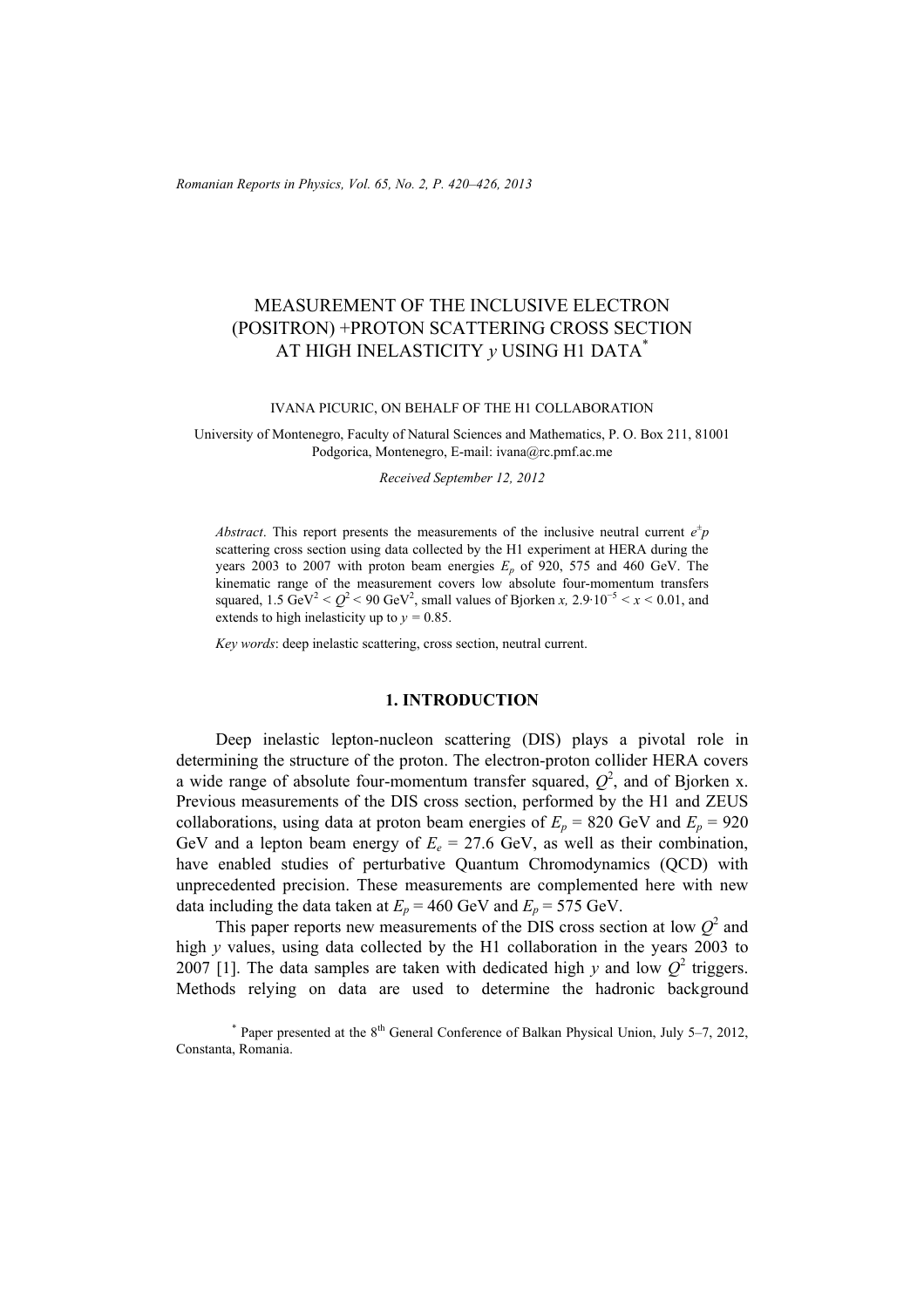# MEASUREMENT OF THE INCLUSIVE ELECTRON (POSITRON) +PROTON SCATTERING CROSS SECTION AT HIGH INELASTICITY $y$ USING H1 DATA*

IVANA PICURIC, ON BEHALF OF THE H1 COLLABORATION

University of Montenegro, Faculty of Natural Sciences and Mathematics, P. O. Box 211, 81001 Podgorica, Montenegro, E-mail: ivana@rc.pmf.ac.me

*Received September 12, 2012*

*Abstract*. This report presents the measurements of the inclusive neutral current $e^{\pm}p$ scattering cross section using data collected by the H1 experiment at HERA during the years 2003 to 2007 with proton beam energies $E_p$ of 920, 575 and 460 GeV. The kinematic range of the measurement covers low absolute four-momentum transfers squared, 1.5 GeV$^2$ < $Q^2$ < 90 GeV$^2$, small values of Bjorken $x$, $2.9{\cdot}10^{-5} < x < 0.01$, and extends to high inelasticity up to $y = 0.85$.

*Key words*: deep inelastic scattering, cross section, neutral current.

## 1. INTRODUCTION

Deep inelastic lepton-nucleon scattering (DIS) plays a pivotal role in determining the structure of the proton. The electron-proton collider HERA covers a wide range of absolute four-momentum transfer squared, $Q^2$, and of Bjorken x. Previous measurements of the DIS cross section, performed by the H1 and ZEUS collaborations, using data at proton beam energies of $E_p$ = 820 GeV and $E_p$ = 920 GeV and a lepton beam energy of $E_e$ = 27.6 GeV, as well as their combination, have enabled studies of perturbative Quantum Chromodynamics (QCD) with unprecedented precision. These measurements are complemented here with new data including the data taken at $E_p$ = 460 GeV and $E_p$ = 575 GeV.

This paper reports new measurements of the DIS cross section at low $Q^2$ and high $y$ values, using data collected by the H1 collaboration in the years 2003 to 2007 [1]. The data samples are taken with dedicated high $y$ and low $Q^2$ triggers. Methods relying on data are used to determine the hadronic background

* Paper presented at the 8th General Conference of Balkan Physical Union, July 5–7, 2012, Constanta, Romania.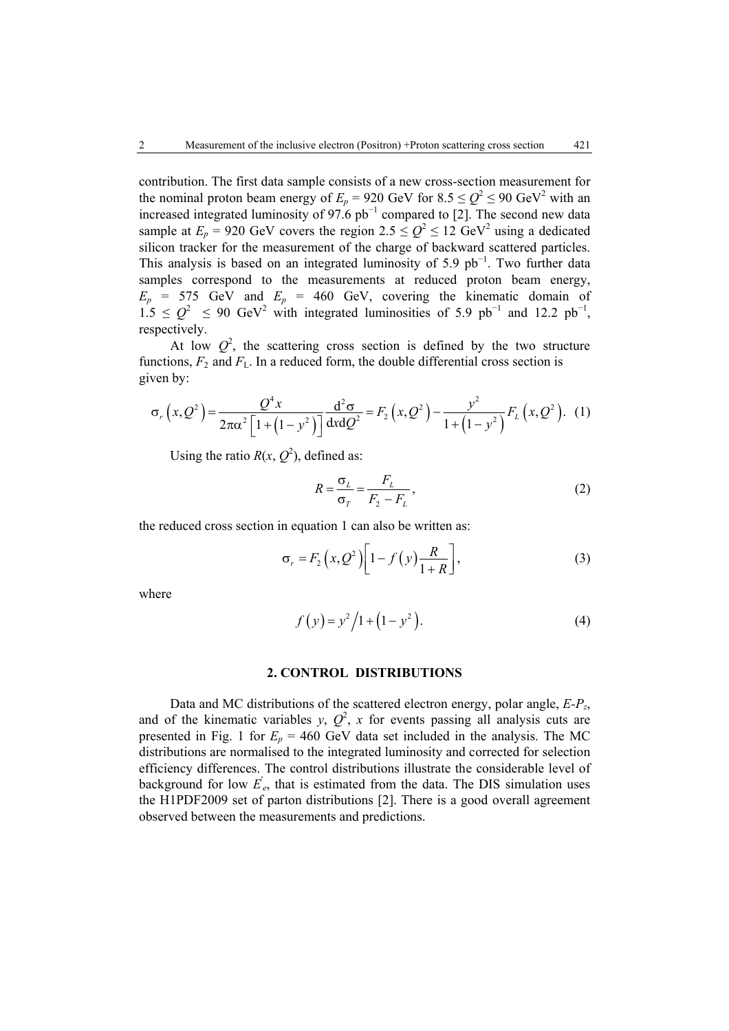contribution. The first data sample consists of a new cross-section measurement for the nominal proton beam energy of $E_p$ = 920 GeV for 8.5 ≤ $Q^2$ ≤ 90 GeV$^2$ with an increased integrated luminosity of 97.6 pb$^{-1}$ compared to [2]. The second new data sample at $E_p$ = 920 GeV covers the region 2.5 ≤ $Q^2$ ≤ 12 GeV$^2$ using a dedicated silicon tracker for the measurement of the charge of backward scattered particles. This analysis is based on an integrated luminosity of 5.9 pb$^{-1}$. Two further data samples correspond to the measurements at reduced proton beam energy, $E_p$ = 575 GeV and $E_p$ = 460 GeV, covering the kinematic domain of 1.5 ≤ $Q^2$ ≤ 90 GeV$^2$ with integrated luminosities of 5.9 pb$^{-1}$ and 12.2 pb$^{-1}$, respectively.

At low $Q^2$, the scattering cross section is defined by the two structure functions, $F_2$ and $F_L$. In a reduced form, the double differential cross section is given by:

$$\sigma_r\left(x,Q^2\right)=\frac{Q^4 x}{2\pi\alpha^2\left[1+\left(1-y^2\right)\right]}\frac{\mathrm{d}^2\sigma}{\mathrm{d}x\mathrm{d}Q^2}=F_2\left(x,Q^2\right)-\frac{y^2}{1+\left(1-y^2\right)}F_L\left(x,Q^2\right). \quad (1)$$

Using the ratio $R(x, Q^2)$, defined as:

$$R=\frac{\sigma_L}{\sigma_T}=\frac{F_L}{F_2-F_L}, \quad (2)$$

the reduced cross section in equation 1 can also be written as:

$$\sigma_r=F_2\left(x,Q^2\right)\left[1-f\left(y\right)\frac{R}{1+R}\right], \quad (3)$$

where

$$f\left(y\right)=y^2\Big/1+\left(1-y^2\right). \quad (4)$$

## 2. CONTROL DISTRIBUTIONS

Data and MC distributions of the scattered electron energy, polar angle, $E$-$P_z$, and of the kinematic variables $y$, $Q^2$, $x$ for events passing all analysis cuts are presented in Fig. 1 for $E_p$ = 460 GeV data set included in the analysis. The MC distributions are normalised to the integrated luminosity and corrected for selection efficiency differences. The control distributions illustrate the considerable level of background for low $E^{'}_e$, that is estimated from the data. The DIS simulation uses the H1PDF2009 set of parton distributions [2]. There is a good overall agreement observed between the measurements and predictions.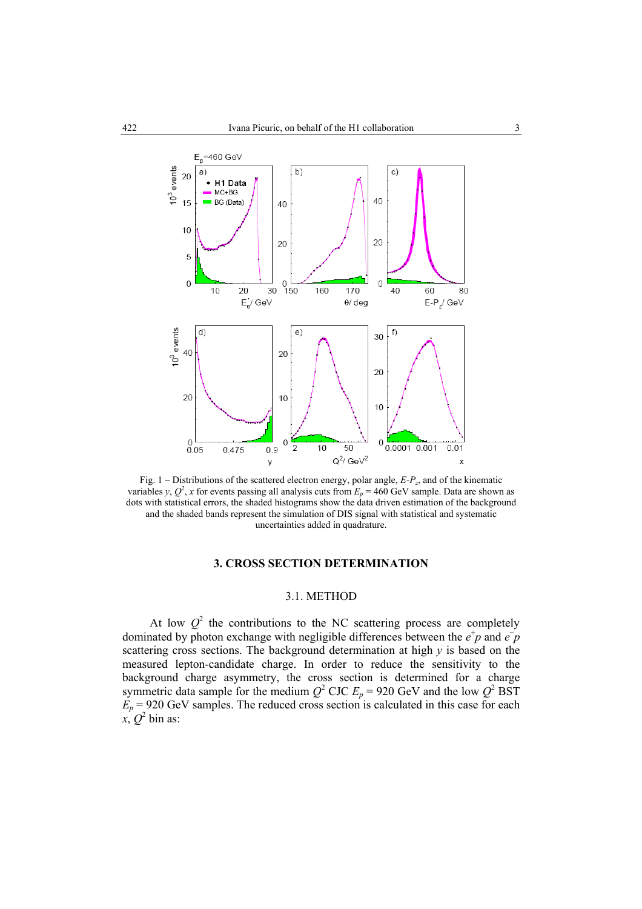Fig. 1 – Distributions of the scattered electron energy, polar angle, $E$-$P_z$, and of the kinematic variables $y$, $Q^2$, $x$ for events passing all analysis cuts from $E_p$ = 460 GeV sample. Data are shown as dots with statistical errors, the shaded histograms show the data driven estimation of the background and the shaded bands represent the simulation of DIS signal with statistical and systematic uncertainties added in quadrature.

## 3. CROSS SECTION DETERMINATION

### 3.1. METHOD

At low $Q^2$ the contributions to the NC scattering process are completely dominated by photon exchange with negligible differences between the $e^+p$ and $e^-p$ scattering cross sections. The background determination at high $y$ is based on the measured lepton-candidate charge. In order to reduce the sensitivity to the background charge asymmetry, the cross section is determined for a charge symmetric data sample for the medium $Q^2$ CJC $E_p$ = 920 GeV and the low $Q^2$ BST $E_p$ = 920 GeV samples. The reduced cross section is calculated in this case for each $x$, $Q^2$ bin as: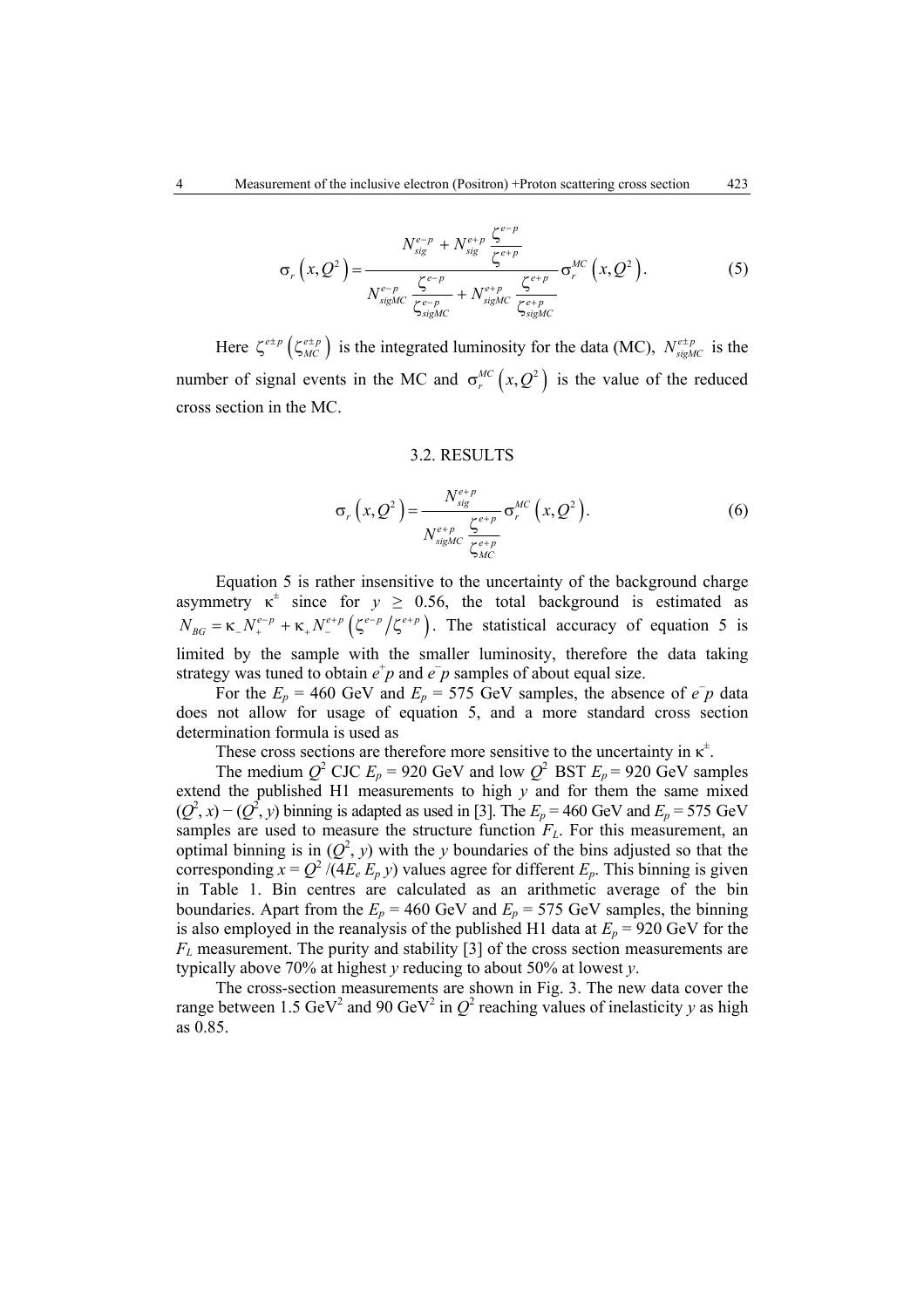$$\sigma_r\left(x,Q^2\right)=\frac{N_{sig}^{e-p}+N_{sig}^{e+p}\dfrac{\zeta^{e-p}}{\zeta^{e+p}}}{N_{sigMC}^{e-p}\dfrac{\zeta^{e-p}}{\zeta_{sigMC}^{e-p}}+N_{sigMC}^{e+p}\dfrac{\zeta^{e+p}}{\zeta_{sigMC}^{e+p}}}\sigma_r^{MC}\left(x,Q^2\right). \tag{5}$$

Here $\zeta^{e\pm p}\left(\zeta_{MC}^{e\pm p}\right)$ is the integrated luminosity for the data (MC), $N_{sigMC}^{e\pm p}$ is the number of signal events in the MC and $\sigma_r^{MC}\left(x,Q^2\right)$ is the value of the reduced cross section in the MC.

### 3.2. RESULTS

$$\sigma_r\left(x,Q^2\right)=\frac{N_{sig}^{e+p}}{N_{sigMC}^{e+p}\dfrac{\zeta^{e+p}}{\zeta_{MC}^{e+p}}}\sigma_r^{MC}\left(x,Q^2\right). \tag{6}$$

Equation 5 is rather insensitive to the uncertainty of the background charge asymmetry $\kappa^{\pm}$ since for $y \geq 0.56$, the total background is estimated as $N_{BG}=\kappa_{-}N_{+}^{e-p}+\kappa_{+}N_{-}^{e+p}\left(\zeta^{e-p}/\zeta^{e+p}\right)$. The statistical accuracy of equation 5 is limited by the sample with the smaller luminosity, therefore the data taking strategy was tuned to obtain $e^{+}p$ and $e^{-}p$ samples of about equal size.

For the $E_p$ = 460 GeV and $E_p$ = 575 GeV samples, the absence of $e^{-}p$ data does not allow for usage of equation 5, and a more standard cross section determination formula is used as

These cross sections are therefore more sensitive to the uncertainty in $\kappa^{\pm}$.

The medium $Q^2$ CJC $E_p$ = 920 GeV and low $Q^2$ BST $E_p$ = 920 GeV samples extend the published H1 measurements to high $y$ and for them the same mixed $(Q^2, x) - (Q^2, y)$ binning is adapted as used in [3]. The $E_p$ = 460 GeV and $E_p$ = 575 GeV samples are used to measure the structure function $F_L$. For this measurement, an optimal binning is in $(Q^2, y)$ with the $y$ boundaries of the bins adjusted so that the corresponding $x = Q^2/(4E_e E_p y)$ values agree for different $E_p$. This binning is given in Table 1. Bin centres are calculated as an arithmetic average of the bin boundaries. Apart from the $E_p$ = 460 GeV and $E_p$ = 575 GeV samples, the binning is also employed in the reanalysis of the published H1 data at $E_p$ = 920 GeV for the $F_L$ measurement. The purity and stability [3] of the cross section measurements are typically above 70% at highest $y$ reducing to about 50% at lowest $y$.

The cross-section measurements are shown in Fig. 3. The new data cover the range between 1.5 GeV$^2$ and 90 GeV$^2$ in $Q^2$ reaching values of inelasticity $y$ as high as 0.85.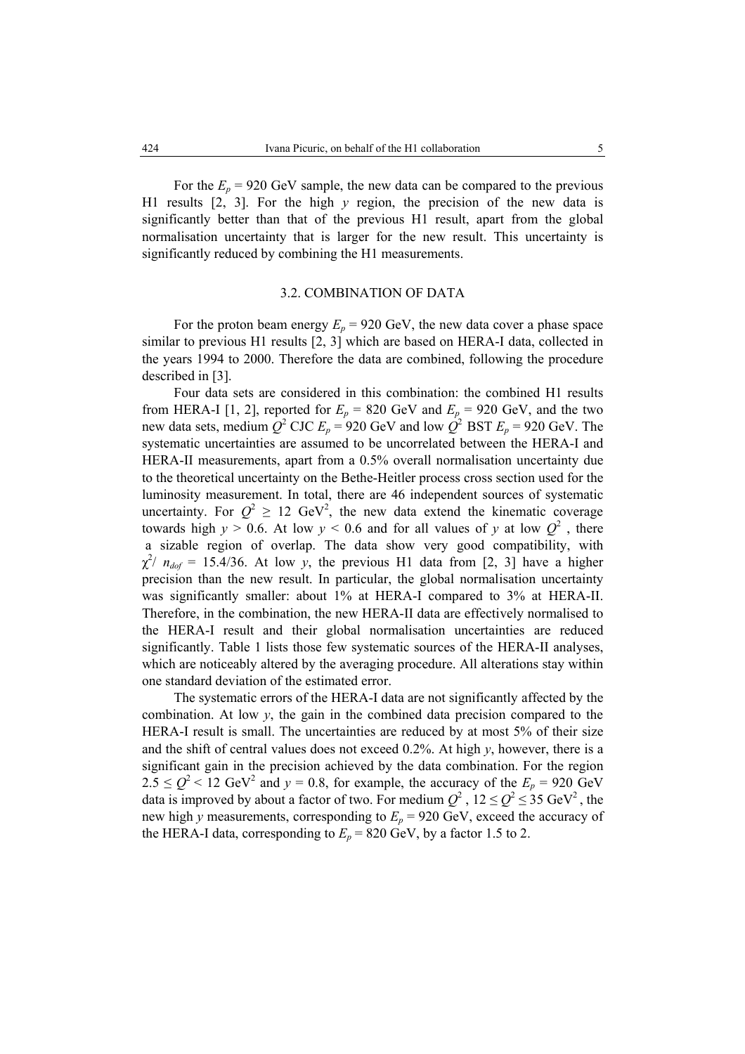For the $E_p = 920$ GeV sample, the new data can be compared to the previous H1 results [2, 3]. For the high $y$ region, the precision of the new data is significantly better than that of the previous H1 result, apart from the global normalisation uncertainty that is larger for the new result. This uncertainty is significantly reduced by combining the H1 measurements.

### 3.2. COMBINATION OF DATA

For the proton beam energy $E_p = 920$ GeV, the new data cover a phase space similar to previous H1 results [2, 3] which are based on HERA-I data, collected in the years 1994 to 2000. Therefore the data are combined, following the procedure described in [3].

Four data sets are considered in this combination: the combined H1 results from HERA-I [1, 2], reported for $E_p = 820$ GeV and $E_p = 920$ GeV, and the two new data sets, medium $Q^2$ CJC $E_p = 920$ GeV and low $Q^2$ BST $E_p = 920$ GeV. The systematic uncertainties are assumed to be uncorrelated between the HERA-I and HERA-II measurements, apart from a 0.5% overall normalisation uncertainty due to the theoretical uncertainty on the Bethe-Heitler process cross section used for the luminosity measurement. In total, there are 46 independent sources of systematic uncertainty. For $Q^2 \geq 12$ GeV$^2$, the new data extend the kinematic coverage towards high $y > 0.6$. At low $y < 0.6$ and for all values of $y$ at low $Q^2$, there a sizable region of overlap. The data show very good compatibility, with $\chi^2 / n_{dof} = 15.4/36$. At low $y$, the previous H1 data from [2, 3] have a higher precision than the new result. In particular, the global normalisation uncertainty was significantly smaller: about 1% at HERA-I compared to 3% at HERA-II. Therefore, in the combination, the new HERA-II data are effectively normalised to the HERA-I result and their global normalisation uncertainties are reduced significantly. Table 1 lists those few systematic sources of the HERA-II analyses, which are noticeably altered by the averaging procedure. All alterations stay within one standard deviation of the estimated error.

The systematic errors of the HERA-I data are not significantly affected by the combination. At low $y$, the gain in the combined data precision compared to the HERA-I result is small. The uncertainties are reduced by at most 5% of their size and the shift of central values does not exceed 0.2%. At high $y$, however, there is a significant gain in the precision achieved by the data combination. For the region $2.5 \leq Q^2 < 12$ GeV$^2$ and $y = 0.8$, for example, the accuracy of the $E_p = 920$ GeV data is improved by about a factor of two. For medium $Q^2$, $12 \leq Q^2 \leq 35$ GeV$^2$, the new high $y$ measurements, corresponding to $E_p = 920$ GeV, exceed the accuracy of the HERA-I data, corresponding to $E_p = 820$ GeV, by a factor 1.5 to 2.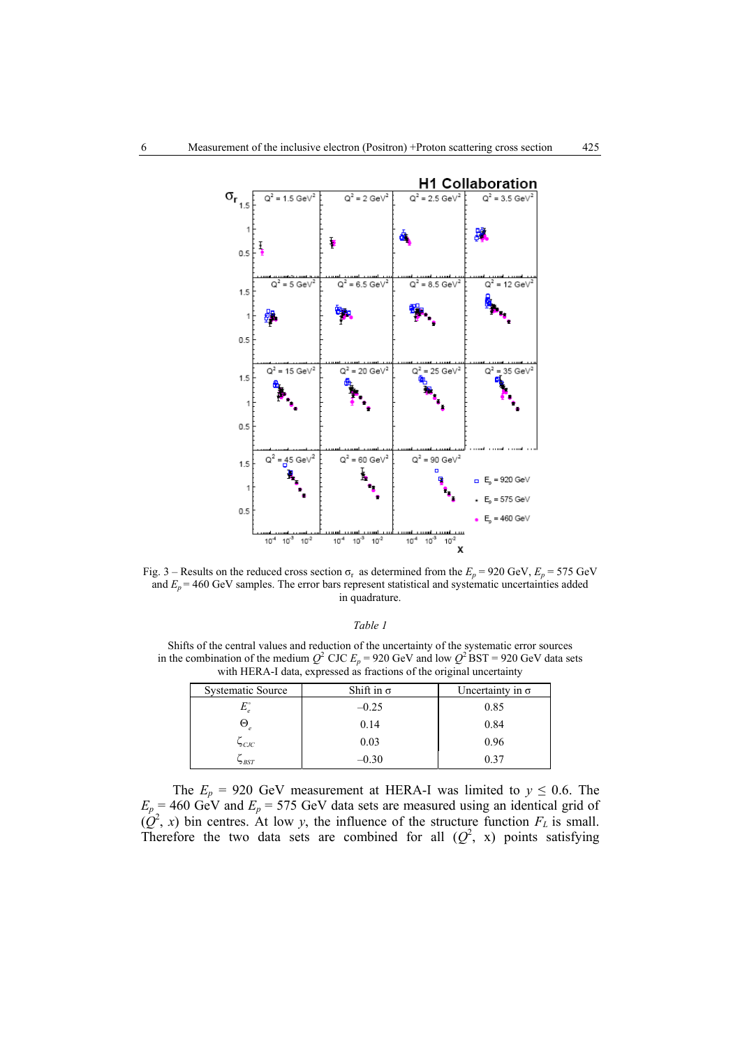Fig. 3 – Results on the reduced cross section $\sigma_r$ as determined from the $E_p$ = 920 GeV, $E_p$ = 575 GeV and $E_p$ = 460 GeV samples. The error bars represent statistical and systematic uncertainties added in quadrature.

*Table 1*

Shifts of the central values and reduction of the uncertainty of the systematic error sources in the combination of the medium $Q^2$ CJC $E_p$ = 920 GeV and low $Q^2$ BST = 920 GeV data sets with HERA-I data, expressed as fractions of the original uncertainty

| Systematic Source | Shift in σ | Uncertainty in σ |
|---|---|---|
| $E_e^{\circ}$ | –0.25 | 0.85 |
| $\Theta_e$ | 0.14 | 0.84 |
| $\zeta_{CJC}$ | 0.03 | 0.96 |
| $\zeta_{BST}$ | –0.30 | 0.37 |

The $E_p$ = 920 GeV measurement at HERA-I was limited to $y \leq 0.6$. The $E_p$ = 460 GeV and $E_p$ = 575 GeV data sets are measured using an identical grid of ($Q^2$, $x$) bin centres. At low $y$, the influence of the structure function $F_L$ is small. Therefore the two data sets are combined for all ($Q^2$, x) points satisfying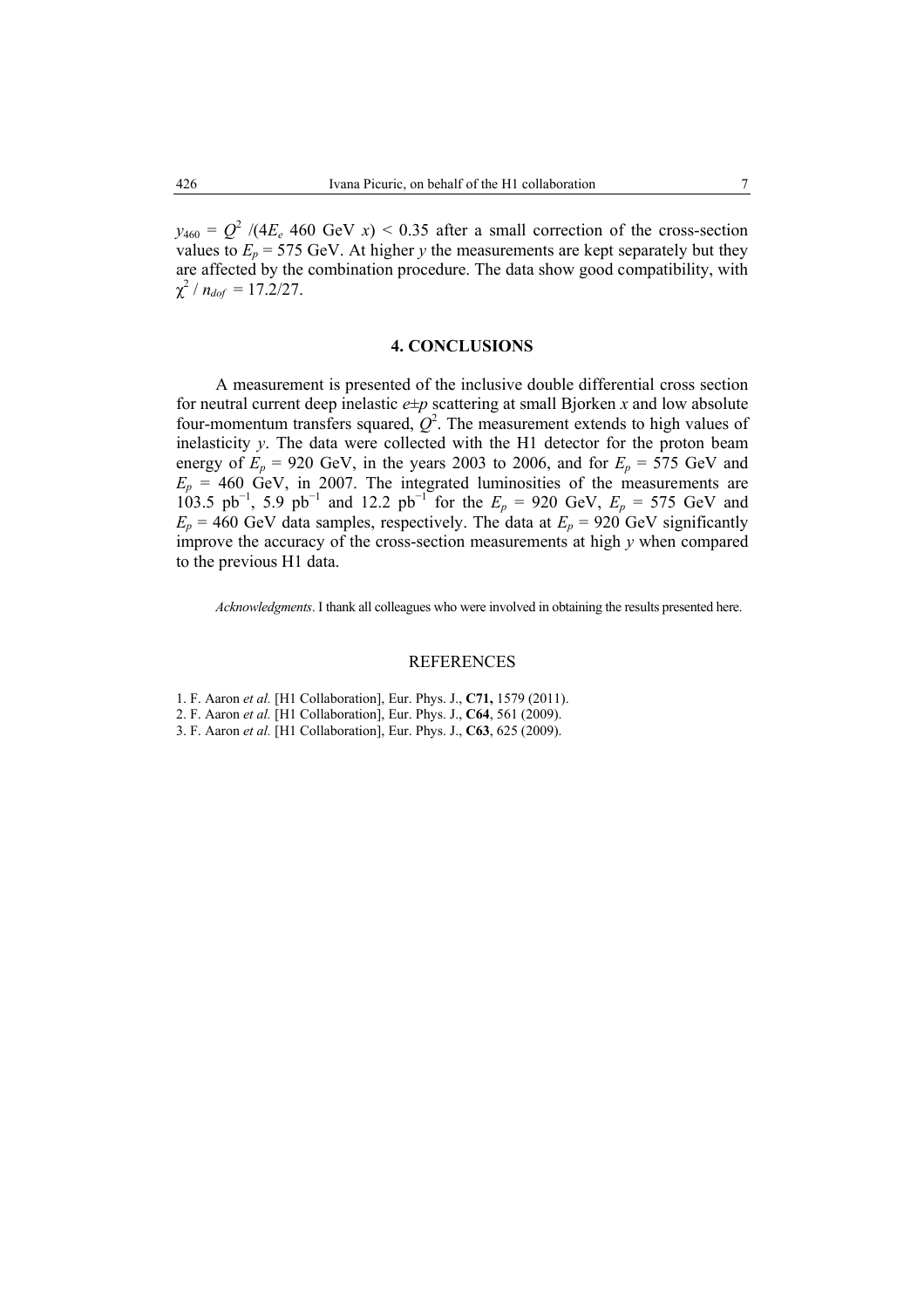$y_{460} = Q^2 /(4E_e\ 460\ \text{GeV}\ x) < 0.35$ after a small correction of the cross-section values to $E_p = 575$ GeV. At higher $y$ the measurements are kept separately but they are affected by the combination procedure. The data show good compatibility, with $\chi^2 / n_{dof} = 17.2/27$.

## 4. CONCLUSIONS

A measurement is presented of the inclusive double differential cross section for neutral current deep inelastic $e\pm p$ scattering at small Bjorken $x$ and low absolute four-momentum transfers squared, $Q^2$. The measurement extends to high values of inelasticity $y$. The data were collected with the H1 detector for the proton beam energy of $E_p = 920$ GeV, in the years 2003 to 2006, and for $E_p = 575$ GeV and $E_p = 460$ GeV, in 2007. The integrated luminosities of the measurements are 103.5 $\text{pb}^{-1}$, 5.9 $\text{pb}^{-1}$ and 12.2 $\text{pb}^{-1}$ for the $E_p = 920$ GeV, $E_p = 575$ GeV and $E_p = 460$ GeV data samples, respectively. The data at $E_p = 920$ GeV significantly improve the accuracy of the cross-section measurements at high $y$ when compared to the previous H1 data.

*Acknowledgments*. I thank all colleagues who were involved in obtaining the results presented here.

## REFERENCES

1. F. Aaron *et al.* [H1 Collaboration], Eur. Phys. J., **C71,** 1579 (2011).
2. F. Aaron *et al.* [H1 Collaboration], Eur. Phys. J., **C64**, 561 (2009).
3. F. Aaron *et al.* [H1 Collaboration], Eur. Phys. J., **C63**, 625 (2009).